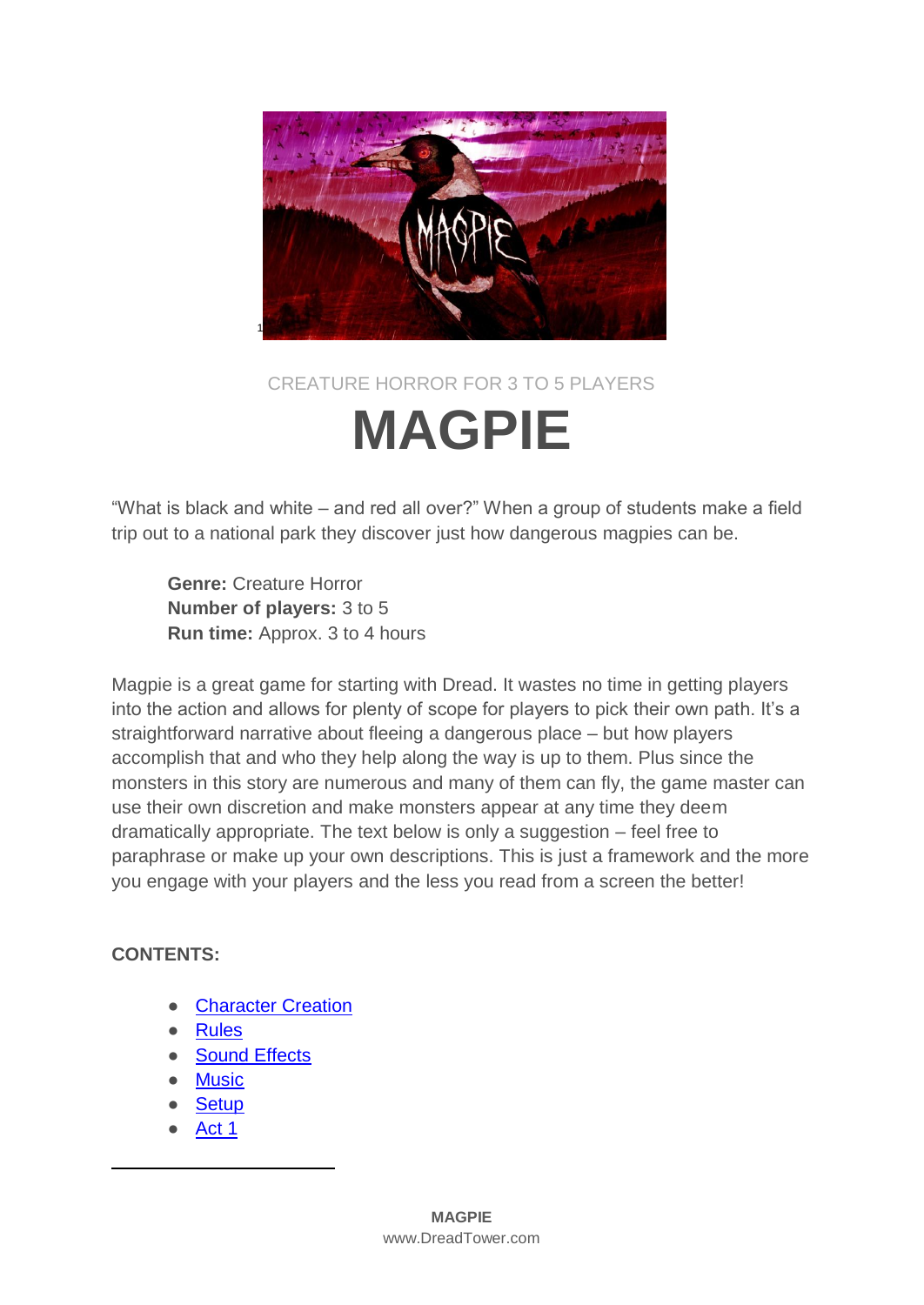CREATURE HORROR FOR 3 TO 5 PLAYERS

# MAGPIE

"What is black and white – and red all over?" When a group of students make a field trip out to a national park they discover just how dangerous magpies can be.

> **Genre:** Creature Horror
> **Number of players:** 3 to 5
> **Run time:** Approx. 3 to 4 hours

Magpie is a great game for starting with Dread. It wastes no time in getting players into the action and allows for plenty of scope for players to pick their own path. It's a straightforward narrative about fleeing a dangerous place – but how players accomplish that and who they help along the way is up to them. Plus since the monsters in this story are numerous and many of them can fly, the game master can use their own discretion and make monsters appear at any time they deem dramatically appropriate. The text below is only a suggestion – feel free to paraphrase or make up your own descriptions. This is just a framework and the more you engage with your players and the less you read from a screen the better!

**CONTENTS:**

- Character Creation
- Rules
- Sound Effects
- Music
- Setup
- Act 1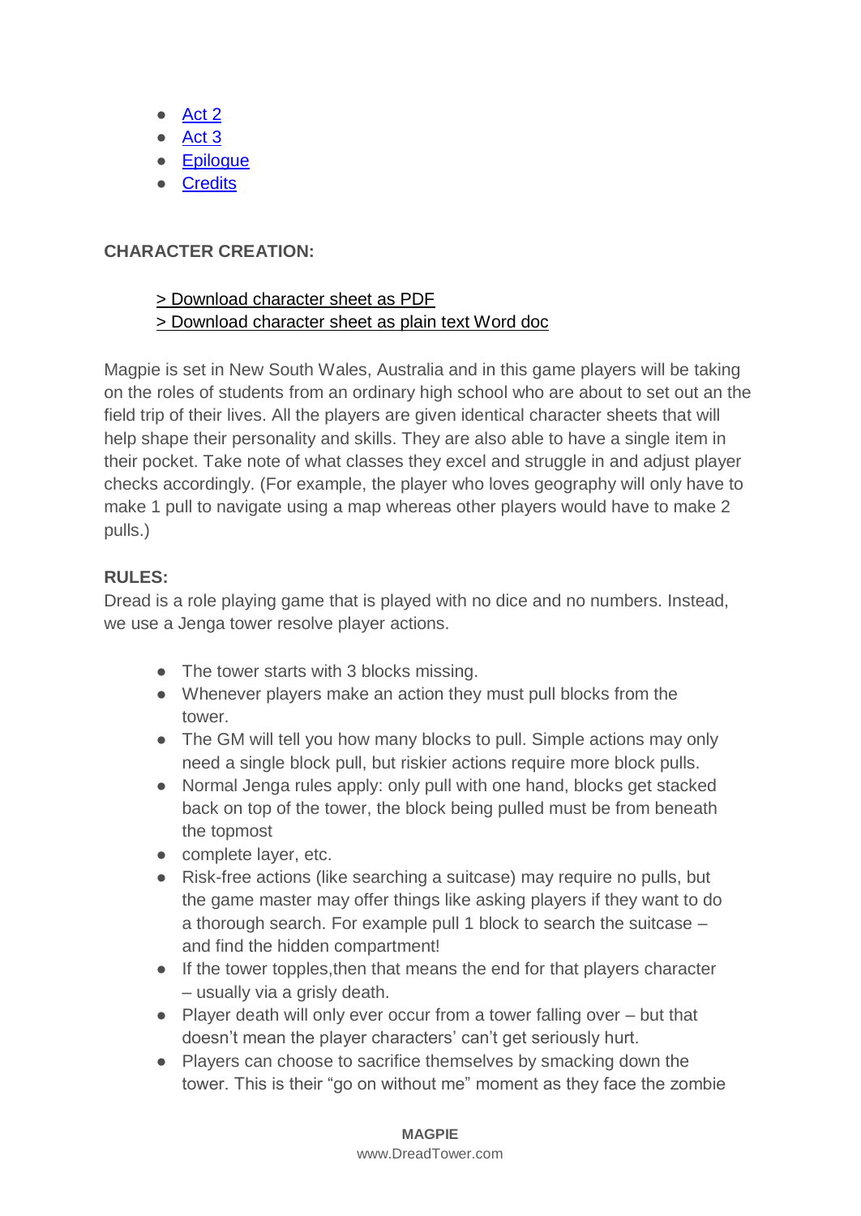- Act 2
- Act 3
- Epilogue
- Credits

**CHARACTER CREATION:**

> Download character sheet as PDF
> Download character sheet as plain text Word doc

Magpie is set in New South Wales, Australia and in this game players will be taking on the roles of students from an ordinary high school who are about to set out an the field trip of their lives. All the players are given identical character sheets that will help shape their personality and skills. They are also able to have a single item in their pocket. Take note of what classes they excel and struggle in and adjust player checks accordingly. (For example, the player who loves geography will only have to make 1 pull to navigate using a map whereas other players would have to make 2 pulls.)

**RULES:**

Dread is a role playing game that is played with no dice and no numbers. Instead, we use a Jenga tower resolve player actions.

- The tower starts with 3 blocks missing.
- Whenever players make an action they must pull blocks from the tower.
- The GM will tell you how many blocks to pull. Simple actions may only need a single block pull, but riskier actions require more block pulls.
- Normal Jenga rules apply: only pull with one hand, blocks get stacked back on top of the tower, the block being pulled must be from beneath the topmost
- complete layer, etc.
- Risk-free actions (like searching a suitcase) may require no pulls, but the game master may offer things like asking players if they want to do a thorough search. For example pull 1 block to search the suitcase – and find the hidden compartment!
- If the tower topples,then that means the end for that players character – usually via a grisly death.
- Player death will only ever occur from a tower falling over – but that doesn't mean the player characters' can't get seriously hurt.
- Players can choose to sacrifice themselves by smacking down the tower. This is their "go on without me" moment as they face the zombie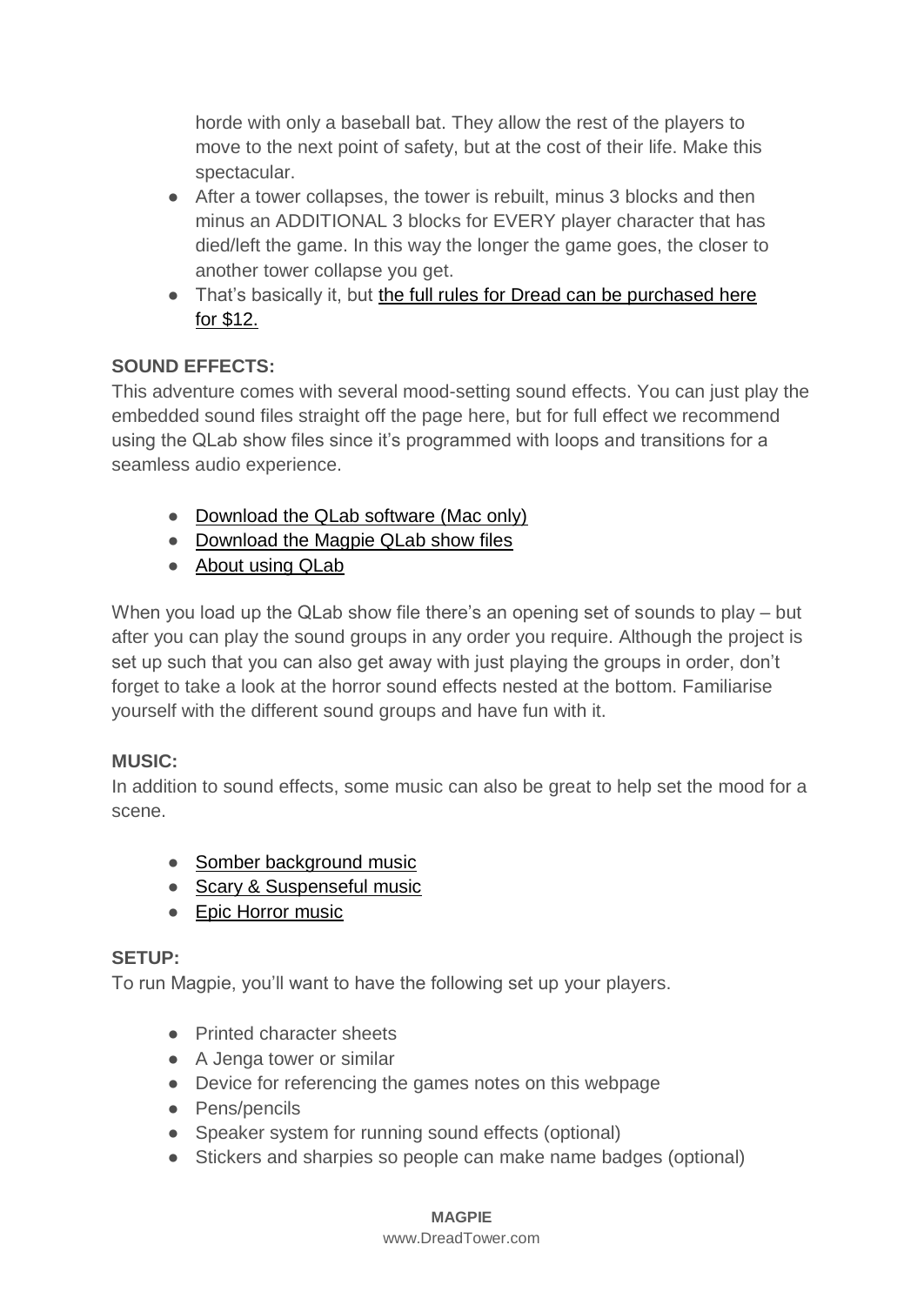horde with only a baseball bat. They allow the rest of the players to move to the next point of safety, but at the cost of their life. Make this spectacular.

- After a tower collapses, the tower is rebuilt, minus 3 blocks and then minus an ADDITIONAL 3 blocks for EVERY player character that has died/left the game. In this way the longer the game goes, the closer to another tower collapse you get.
- That's basically it, but the full rules for Dread can be purchased here for $12.

**SOUND EFFECTS:**

This adventure comes with several mood-setting sound effects. You can just play the embedded sound files straight off the page here, but for full effect we recommend using the QLab show files since it's programmed with loops and transitions for a seamless audio experience.

- Download the QLab software (Mac only)
- Download the Magpie QLab show files
- About using QLab

When you load up the QLab show file there's an opening set of sounds to play – but after you can play the sound groups in any order you require. Although the project is set up such that you can also get away with just playing the groups in order, don't forget to take a look at the horror sound effects nested at the bottom. Familiarise yourself with the different sound groups and have fun with it.

**MUSIC:**

In addition to sound effects, some music can also be great to help set the mood for a scene.

- Somber background music
- Scary & Suspenseful music
- Epic Horror music

**SETUP:**

To run Magpie, you'll want to have the following set up your players.

- Printed character sheets
- A Jenga tower or similar
- Device for referencing the games notes on this webpage
- Pens/pencils
- Speaker system for running sound effects (optional)
- Stickers and sharpies so people can make name badges (optional)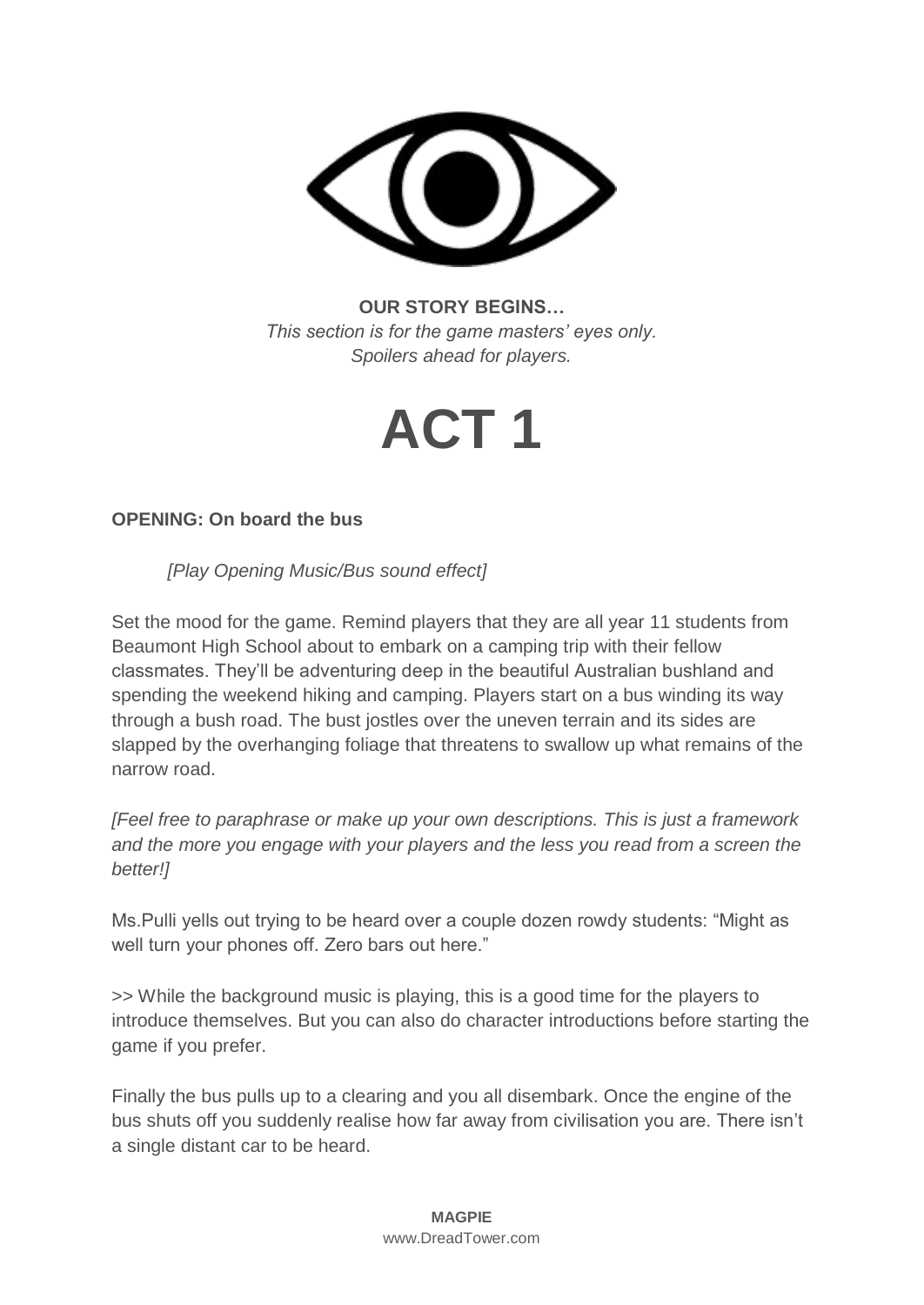**OUR STORY BEGINS…**
*This section is for the game masters' eyes only.*
*Spoilers ahead for players.*

# ACT 1

**OPENING: On board the bus**

*[Play Opening Music/Bus sound effect]*

Set the mood for the game. Remind players that they are all year 11 students from Beaumont High School about to embark on a camping trip with their fellow classmates. They'll be adventuring deep in the beautiful Australian bushland and spending the weekend hiking and camping. Players start on a bus winding its way through a bush road. The bust jostles over the uneven terrain and its sides are slapped by the overhanging foliage that threatens to swallow up what remains of the narrow road.

*[Feel free to paraphrase or make up your own descriptions. This is just a framework and the more you engage with your players and the less you read from a screen the better!]*

Ms.Pulli yells out trying to be heard over a couple dozen rowdy students: "Might as well turn your phones off. Zero bars out here."

>> While the background music is playing, this is a good time for the players to introduce themselves. But you can also do character introductions before starting the game if you prefer.

Finally the bus pulls up to a clearing and you all disembark. Once the engine of the bus shuts off you suddenly realise how far away from civilisation you are. There isn't a single distant car to be heard.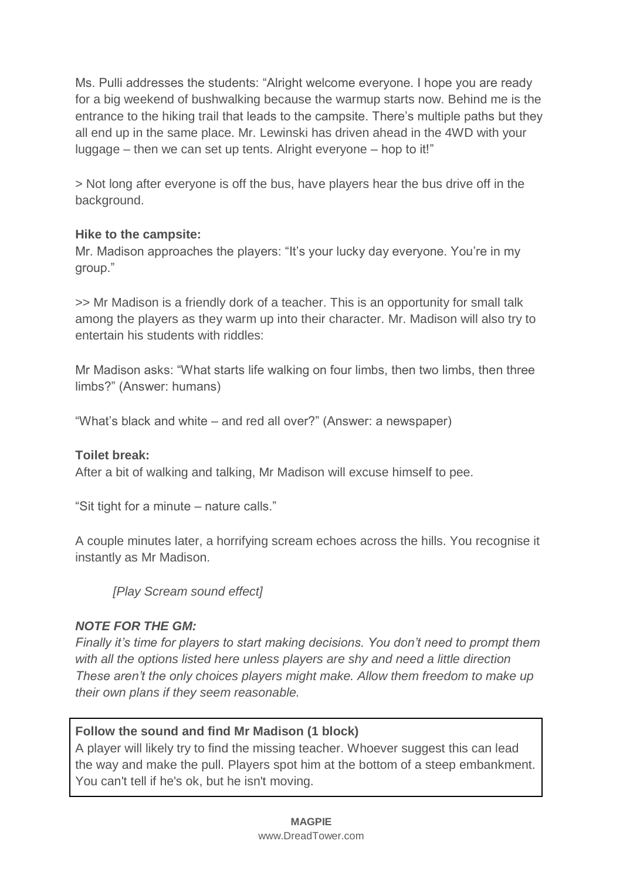Ms. Pulli addresses the students: “Alright welcome everyone. I hope you are ready for a big weekend of bushwalking because the warmup starts now. Behind me is the entrance to the hiking trail that leads to the campsite. There’s multiple paths but they all end up in the same place. Mr. Lewinski has driven ahead in the 4WD with your luggage – then we can set up tents. Alright everyone – hop to it!”

> Not long after everyone is off the bus, have players hear the bus drive off in the background.

**Hike to the campsite:**

Mr. Madison approaches the players: “It’s your lucky day everyone. You’re in my group.”

>> Mr Madison is a friendly dork of a teacher. This is an opportunity for small talk among the players as they warm up into their character. Mr. Madison will also try to entertain his students with riddles:

Mr Madison asks: “What starts life walking on four limbs, then two limbs, then three limbs?” (Answer: humans)

“What’s black and white – and red all over?” (Answer: a newspaper)

**Toilet break:**

After a bit of walking and talking, Mr Madison will excuse himself to pee.

“Sit tight for a minute – nature calls.”

A couple minutes later, a horrifying scream echoes across the hills. You recognise it instantly as Mr Madison.

*[Play Scream sound effect]*

***NOTE FOR THE GM:***

*Finally it’s time for players to start making decisions. You don’t need to prompt them with all the options listed here unless players are shy and need a little direction These aren’t the only choices players might make. Allow them freedom to make up their own plans if they seem reasonable.*

**Follow the sound and find Mr Madison (1 block)**

A player will likely try to find the missing teacher. Whoever suggest this can lead the way and make the pull. Players spot him at the bottom of a steep embankment. You can't tell if he's ok, but he isn't moving.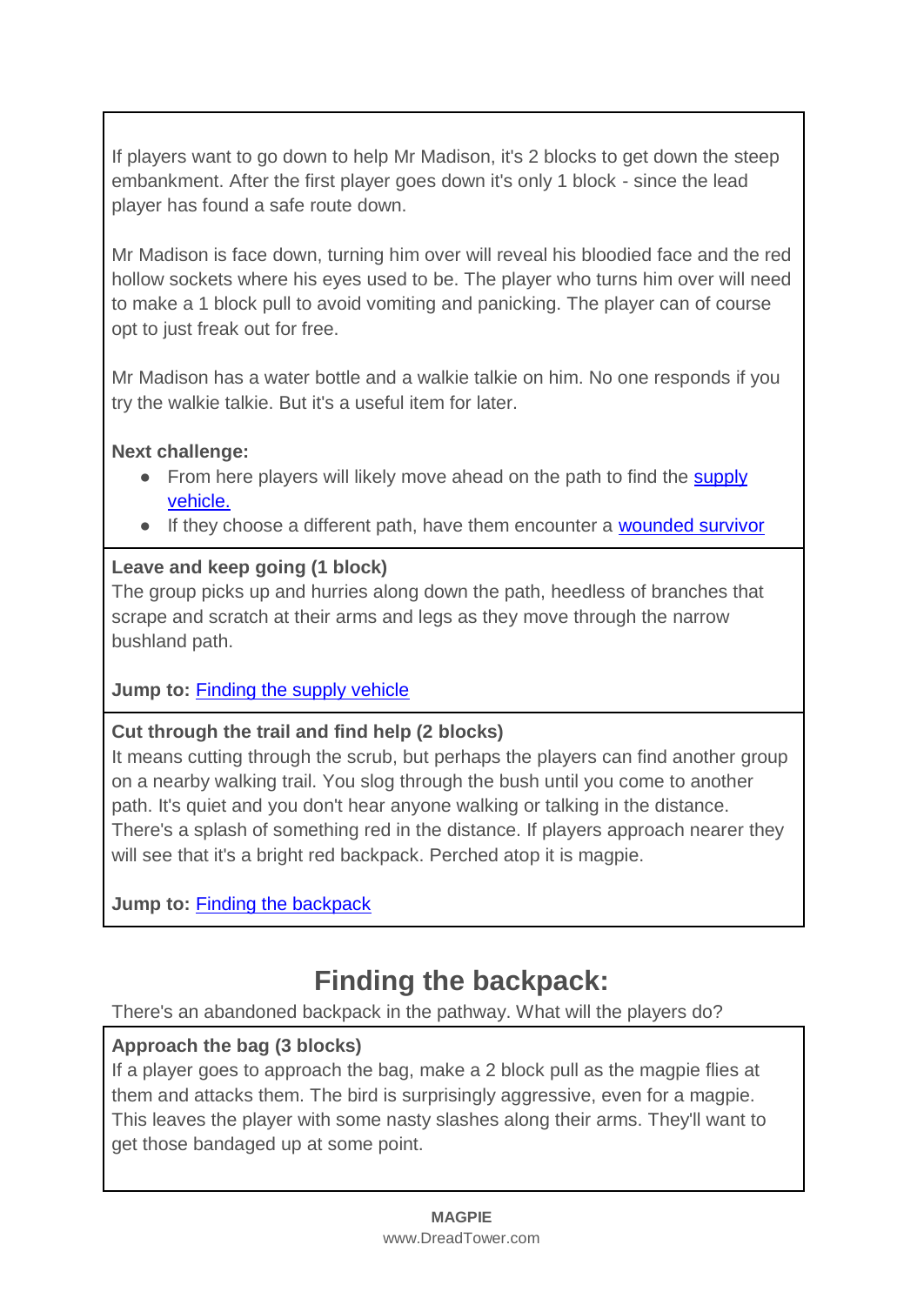If players want to go down to help Mr Madison, it's 2 blocks to get down the steep embankment. After the first player goes down it's only 1 block - since the lead player has found a safe route down.

Mr Madison is face down, turning him over will reveal his bloodied face and the red hollow sockets where his eyes used to be. The player who turns him over will need to make a 1 block pull to avoid vomiting and panicking. The player can of course opt to just freak out for free.

Mr Madison has a water bottle and a walkie talkie on him. No one responds if you try the walkie talkie. But it's a useful item for later.

**Next challenge:**

- From here players will likely move ahead on the path to find the supply vehicle.
- If they choose a different path, have them encounter a wounded survivor

**Leave and keep going (1 block)**
The group picks up and hurries along down the path, heedless of branches that scrape and scratch at their arms and legs as they move through the narrow bushland path.

**Jump to:** Finding the supply vehicle

**Cut through the trail and find help (2 blocks)**
It means cutting through the scrub, but perhaps the players can find another group on a nearby walking trail. You slog through the bush until you come to another path. It's quiet and you don't hear anyone walking or talking in the distance. There's a splash of something red in the distance. If players approach nearer they will see that it's a bright red backpack. Perched atop it is magpie.

**Jump to:** Finding the backpack

## Finding the backpack:

There's an abandoned backpack in the pathway. What will the players do?

**Approach the bag (3 blocks)**
If a player goes to approach the bag, make a 2 block pull as the magpie flies at them and attacks them. The bird is surprisingly aggressive, even for a magpie. This leaves the player with some nasty slashes along their arms. They'll want to get those bandaged up at some point.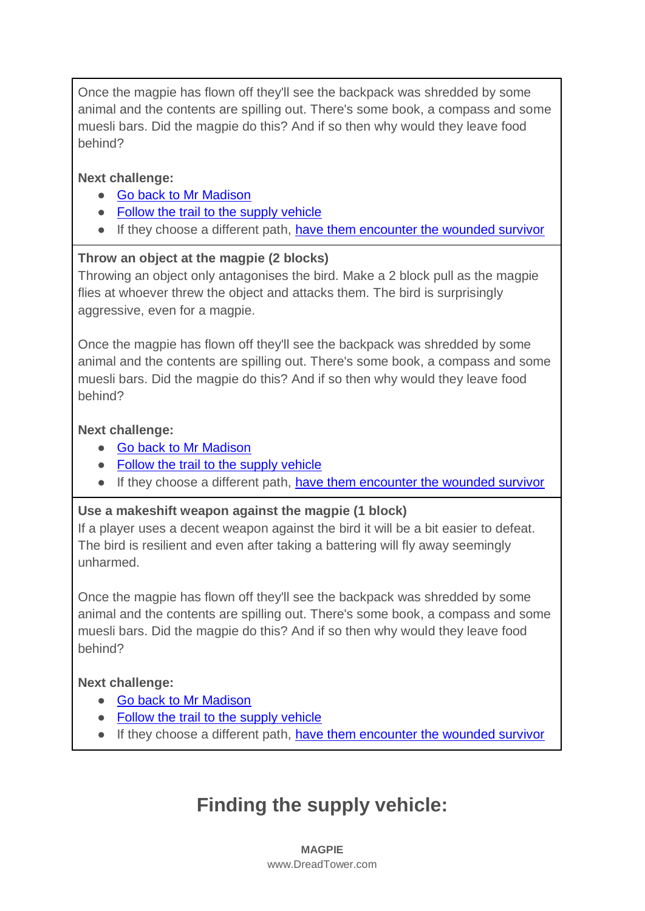Once the magpie has flown off they'll see the backpack was shredded by some animal and the contents are spilling out. There's some book, a compass and some muesli bars. Did the magpie do this? And if so then why would they leave food behind?

**Next challenge:**

- Go back to Mr Madison
- Follow the trail to the supply vehicle
- If they choose a different path, have them encounter the wounded survivor

**Throw an object at the magpie (2 blocks)**

Throwing an object only antagonises the bird. Make a 2 block pull as the magpie flies at whoever threw the object and attacks them. The bird is surprisingly aggressive, even for a magpie.

Once the magpie has flown off they'll see the backpack was shredded by some animal and the contents are spilling out. There's some book, a compass and some muesli bars. Did the magpie do this? And if so then why would they leave food behind?

**Next challenge:**

- Go back to Mr Madison
- Follow the trail to the supply vehicle
- If they choose a different path, have them encounter the wounded survivor

**Use a makeshift weapon against the magpie (1 block)**

If a player uses a decent weapon against the bird it will be a bit easier to defeat. The bird is resilient and even after taking a battering will fly away seemingly unharmed.

Once the magpie has flown off they'll see the backpack was shredded by some animal and the contents are spilling out. There's some book, a compass and some muesli bars. Did the magpie do this? And if so then why would they leave food behind?

**Next challenge:**

- Go back to Mr Madison
- Follow the trail to the supply vehicle
- If they choose a different path, have them encounter the wounded survivor

## Finding the supply vehicle: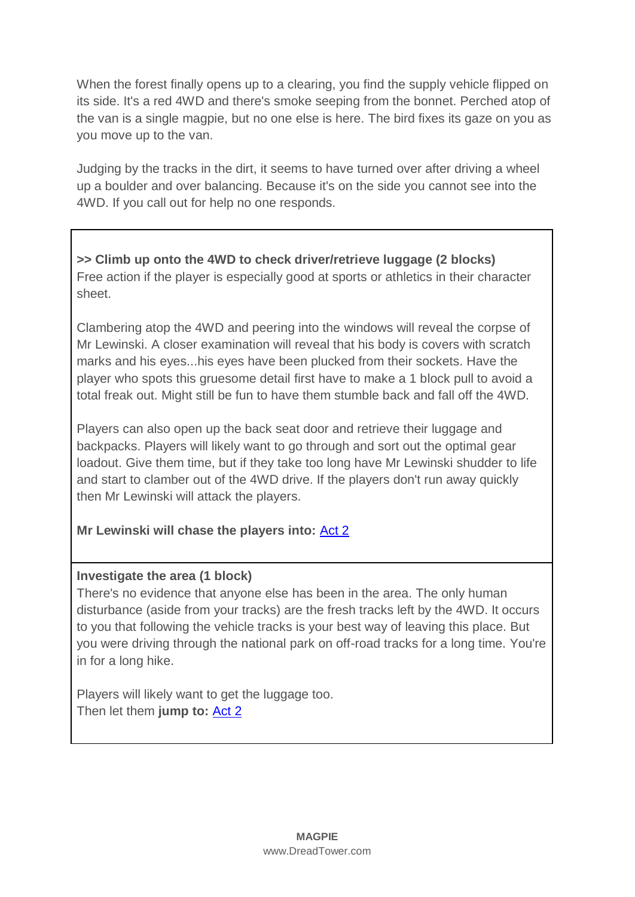When the forest finally opens up to a clearing, you find the supply vehicle flipped on its side. It's a red 4WD and there's smoke seeping from the bonnet. Perched atop of the van is a single magpie, but no one else is here. The bird fixes its gaze on you as you move up to the van.

Judging by the tracks in the dirt, it seems to have turned over after driving a wheel up a boulder and over balancing. Because it's on the side you cannot see into the 4WD. If you call out for help no one responds.

**>> Climb up onto the 4WD to check driver/retrieve luggage (2 blocks)**
Free action if the player is especially good at sports or athletics in their character sheet.

Clambering atop the 4WD and peering into the windows will reveal the corpse of Mr Lewinski. A closer examination will reveal that his body is covers with scratch marks and his eyes...his eyes have been plucked from their sockets. Have the player who spots this gruesome detail first have to make a 1 block pull to avoid a total freak out. Might still be fun to have them stumble back and fall off the 4WD.

Players can also open up the back seat door and retrieve their luggage and backpacks. Players will likely want to go through and sort out the optimal gear loadout. Give them time, but if they take too long have Mr Lewinski shudder to life and start to clamber out of the 4WD drive. If the players don't run away quickly then Mr Lewinski will attack the players.

**Mr Lewinski will chase the players into:** Act 2

**Investigate the area (1 block)**
There's no evidence that anyone else has been in the area. The only human disturbance (aside from your tracks) are the fresh tracks left by the 4WD. It occurs to you that following the vehicle tracks is your best way of leaving this place. But you were driving through the national park on off-road tracks for a long time. You're in for a long hike.

Players will likely want to get the luggage too.
Then let them **jump to:** Act 2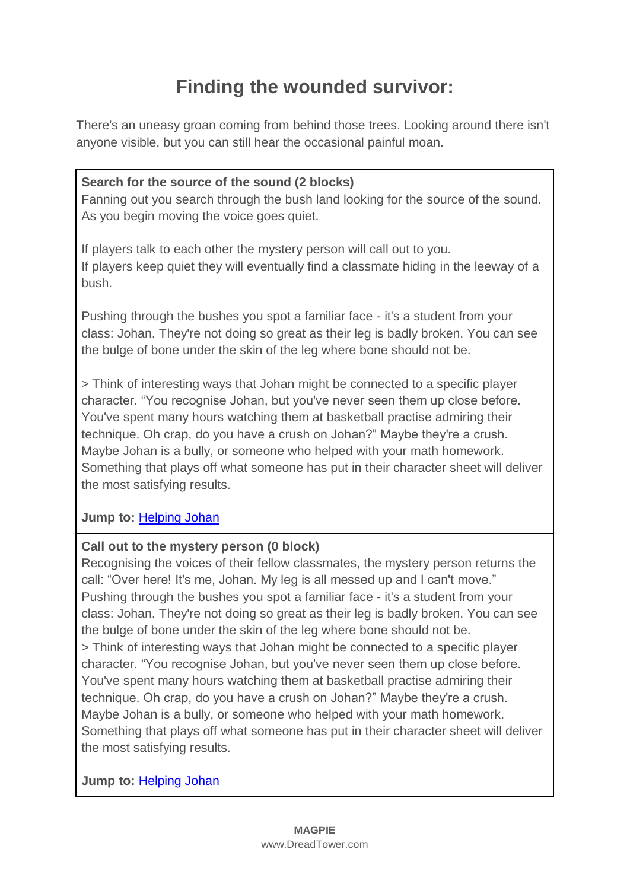# Finding the wounded survivor:

There's an uneasy groan coming from behind those trees. Looking around there isn't anyone visible, but you can still hear the occasional painful moan.

**Search for the source of the sound (2 blocks)**

Fanning out you search through the bush land looking for the source of the sound. As you begin moving the voice goes quiet.

If players talk to each other the mystery person will call out to you.
If players keep quiet they will eventually find a classmate hiding in the leeway of a bush.

Pushing through the bushes you spot a familiar face - it's a student from your class: Johan. They're not doing so great as their leg is badly broken. You can see the bulge of bone under the skin of the leg where bone should not be.

> Think of interesting ways that Johan might be connected to a specific player character. "You recognise Johan, but you've never seen them up close before. You've spent many hours watching them at basketball practise admiring their technique. Oh crap, do you have a crush on Johan?" Maybe they're a crush. Maybe Johan is a bully, or someone who helped with your math homework. Something that plays off what someone has put in their character sheet will deliver the most satisfying results.

**Jump to:** Helping Johan

**Call out to the mystery person (0 block)**

Recognising the voices of their fellow classmates, the mystery person returns the call: "Over here! It's me, Johan. My leg is all messed up and I can't move."
Pushing through the bushes you spot a familiar face - it's a student from your class: Johan. They're not doing so great as their leg is badly broken. You can see the bulge of bone under the skin of the leg where bone should not be.

> Think of interesting ways that Johan might be connected to a specific player character. "You recognise Johan, but you've never seen them up close before. You've spent many hours watching them at basketball practise admiring their technique. Oh crap, do you have a crush on Johan?" Maybe they're a crush. Maybe Johan is a bully, or someone who helped with your math homework. Something that plays off what someone has put in their character sheet will deliver the most satisfying results.

**Jump to:** Helping Johan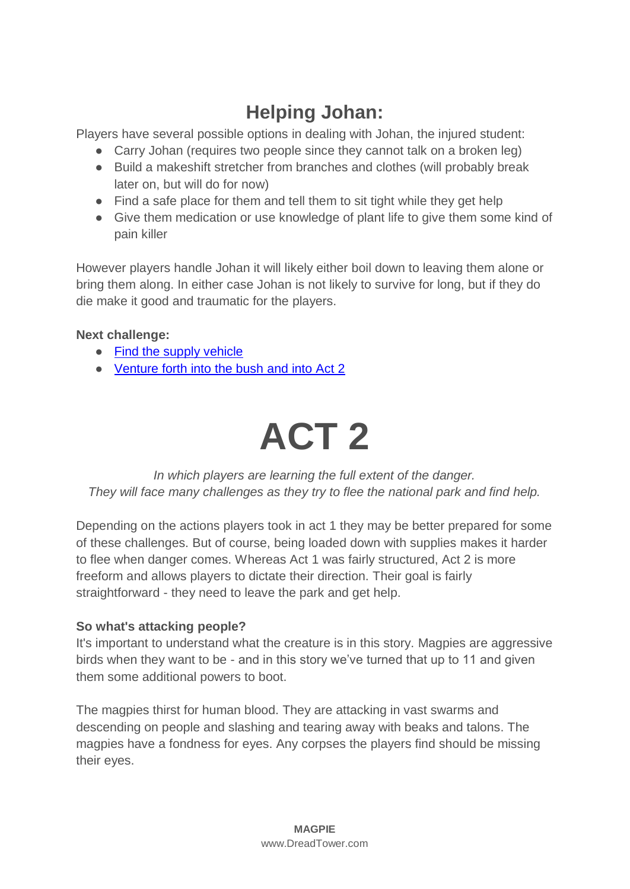## Helping Johan:

Players have several possible options in dealing with Johan, the injured student:

- Carry Johan (requires two people since they cannot talk on a broken leg)
- Build a makeshift stretcher from branches and clothes (will probably break later on, but will do for now)
- Find a safe place for them and tell them to sit tight while they get help
- Give them medication or use knowledge of plant life to give them some kind of pain killer

However players handle Johan it will likely either boil down to leaving them alone or bring them along. In either case Johan is not likely to survive for long, but if they do die make it good and traumatic for the players.

**Next challenge:**

- Find the supply vehicle
- Venture forth into the bush and into Act 2

# ACT 2

*In which players are learning the full extent of the danger.*
*They will face many challenges as they try to flee the national park and find help.*

Depending on the actions players took in act 1 they may be better prepared for some of these challenges. But of course, being loaded down with supplies makes it harder to flee when danger comes. Whereas Act 1 was fairly structured, Act 2 is more freeform and allows players to dictate their direction. Their goal is fairly straightforward - they need to leave the park and get help.

**So what's attacking people?**

It's important to understand what the creature is in this story. Magpies are aggressive birds when they want to be - and in this story we've turned that up to 11 and given them some additional powers to boot.

The magpies thirst for human blood. They are attacking in vast swarms and descending on people and slashing and tearing away with beaks and talons. The magpies have a fondness for eyes. Any corpses the players find should be missing their eyes.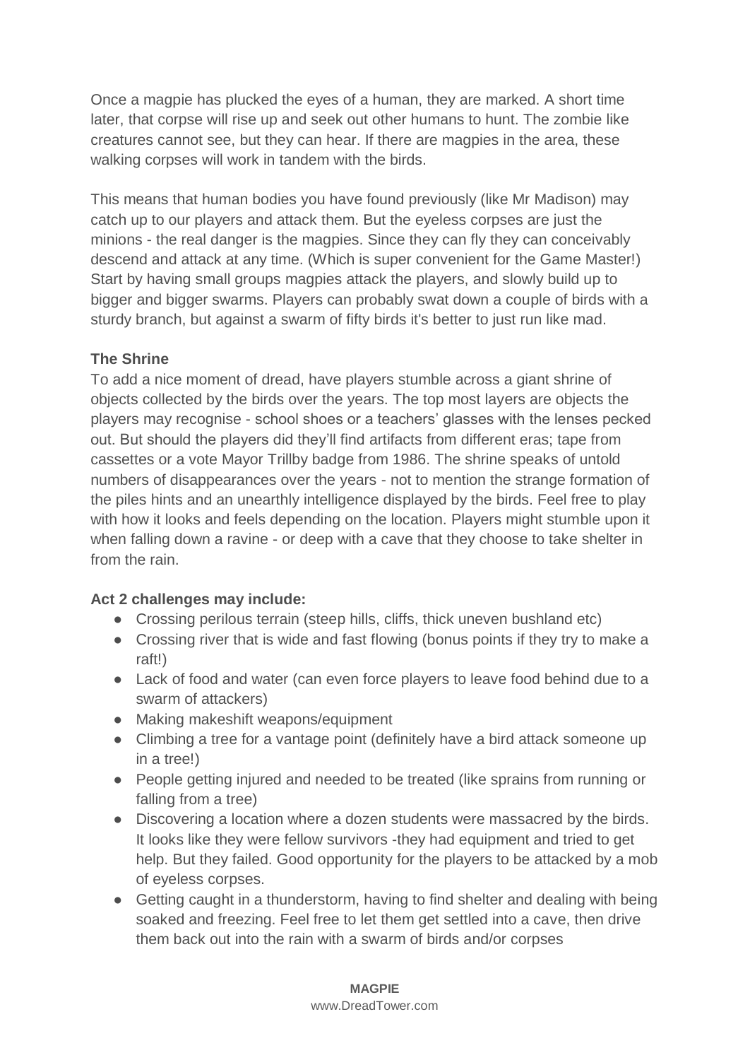Once a magpie has plucked the eyes of a human, they are marked. A short time later, that corpse will rise up and seek out other humans to hunt. The zombie like creatures cannot see, but they can hear. If there are magpies in the area, these walking corpses will work in tandem with the birds.

This means that human bodies you have found previously (like Mr Madison) may catch up to our players and attack them. But the eyeless corpses are just the minions - the real danger is the magpies. Since they can fly they can conceivably descend and attack at any time. (Which is super convenient for the Game Master!) Start by having small groups magpies attack the players, and slowly build up to bigger and bigger swarms. Players can probably swat down a couple of birds with a sturdy branch, but against a swarm of fifty birds it's better to just run like mad.

**The Shrine**
To add a nice moment of dread, have players stumble across a giant shrine of objects collected by the birds over the years. The top most layers are objects the players may recognise - school shoes or a teachers' glasses with the lenses pecked out. But should the players did they'll find artifacts from different eras; tape from cassettes or a vote Mayor Trillby badge from 1986. The shrine speaks of untold numbers of disappearances over the years - not to mention the strange formation of the piles hints and an unearthly intelligence displayed by the birds. Feel free to play with how it looks and feels depending on the location. Players might stumble upon it when falling down a ravine - or deep with a cave that they choose to take shelter in from the rain.

**Act 2 challenges may include:**

- Crossing perilous terrain (steep hills, cliffs, thick uneven bushland etc)
- Crossing river that is wide and fast flowing (bonus points if they try to make a raft!)
- Lack of food and water (can even force players to leave food behind due to a swarm of attackers)
- Making makeshift weapons/equipment
- Climbing a tree for a vantage point (definitely have a bird attack someone up in a tree!)
- People getting injured and needed to be treated (like sprains from running or falling from a tree)
- Discovering a location where a dozen students were massacred by the birds. It looks like they were fellow survivors -they had equipment and tried to get help. But they failed. Good opportunity for the players to be attacked by a mob of eyeless corpses.
- Getting caught in a thunderstorm, having to find shelter and dealing with being soaked and freezing. Feel free to let them get settled into a cave, then drive them back out into the rain with a swarm of birds and/or corpses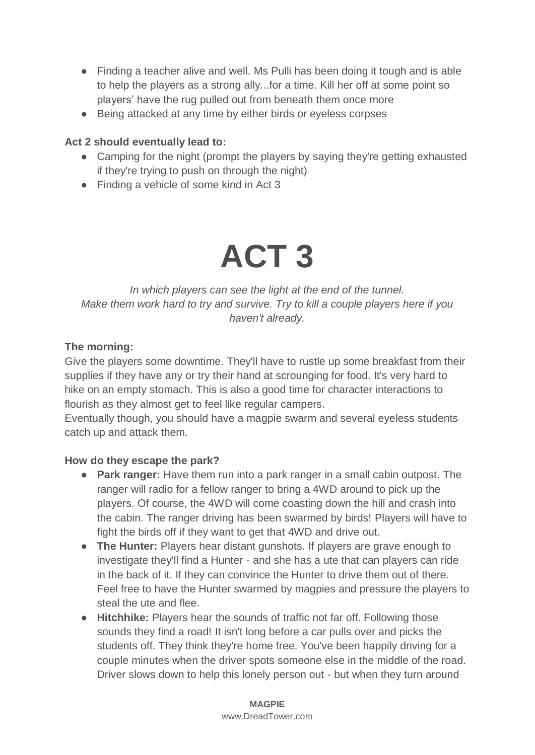- Finding a teacher alive and well. Ms Pulli has been doing it tough and is able to help the players as a strong ally...for a time. Kill her off at some point so players' have the rug pulled out from beneath them once more
- Being attacked at any time by either birds or eyeless corpses

**Act 2 should eventually lead to:**

- Camping for the night (prompt the players by saying they're getting exhausted if they're trying to push on through the night)
- Finding a vehicle of some kind in Act 3

# ACT 3

*In which players can see the light at the end of the tunnel. Make them work hard to try and survive. Try to kill a couple players here if you haven't already.*

**The morning:**

Give the players some downtime. They'll have to rustle up some breakfast from their supplies if they have any or try their hand at scrounging for food. It's very hard to hike on an empty stomach. This is also a good time for character interactions to flourish as they almost get to feel like regular campers.
Eventually though, you should have a magpie swarm and several eyeless students catch up and attack them.

**How do they escape the park?**

- **Park ranger:** Have them run into a park ranger in a small cabin outpost. The ranger will radio for a fellow ranger to bring a 4WD around to pick up the players. Of course, the 4WD will come coasting down the hill and crash into the cabin. The ranger driving has been swarmed by birds! Players will have to fight the birds off if they want to get that 4WD and drive out.
- **The Hunter:** Players hear distant gunshots. If players are grave enough to investigate they'll find a Hunter - and she has a ute that can players can ride in the back of it. If they can convince the Hunter to drive them out of there. Feel free to have the Hunter swarmed by magpies and pressure the players to steal the ute and flee.
- **Hitchhike:** Players hear the sounds of traffic not far off. Following those sounds they find a road! It isn't long before a car pulls over and picks the students off. They think they're home free. You've been happily driving for a couple minutes when the driver spots someone else in the middle of the road. Driver slows down to help this lonely person out - but when they turn around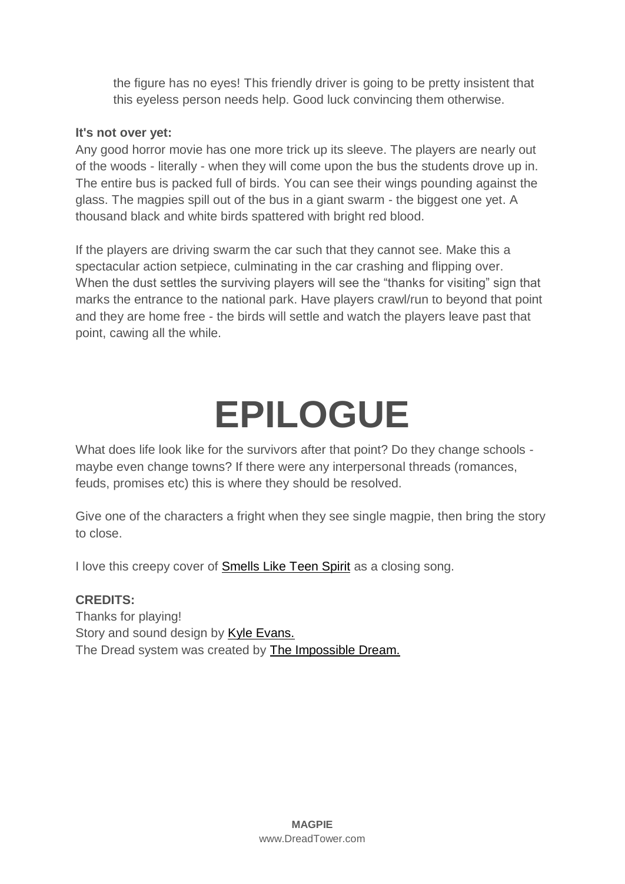the figure has no eyes! This friendly driver is going to be pretty insistent that this eyeless person needs help. Good luck convincing them otherwise.

**It's not over yet:**

Any good horror movie has one more trick up its sleeve. The players are nearly out of the woods - literally - when they will come upon the bus the students drove up in. The entire bus is packed full of birds. You can see their wings pounding against the glass. The magpies spill out of the bus in a giant swarm - the biggest one yet. A thousand black and white birds spattered with bright red blood.

If the players are driving swarm the car such that they cannot see. Make this a spectacular action setpiece, culminating in the car crashing and flipping over. When the dust settles the surviving players will see the "thanks for visiting" sign that marks the entrance to the national park. Have players crawl/run to beyond that point and they are home free - the birds will settle and watch the players leave past that point, cawing all the while.

# EPILOGUE

What does life look like for the survivors after that point? Do they change schools - maybe even change towns? If there were any interpersonal threads (romances, feuds, promises etc) this is where they should be resolved.

Give one of the characters a fright when they see single magpie, then bring the story to close.

I love this creepy cover of Smells Like Teen Spirit as a closing song.

**CREDITS:**

Thanks for playing!
Story and sound design by Kyle Evans.
The Dread system was created by The Impossible Dream.